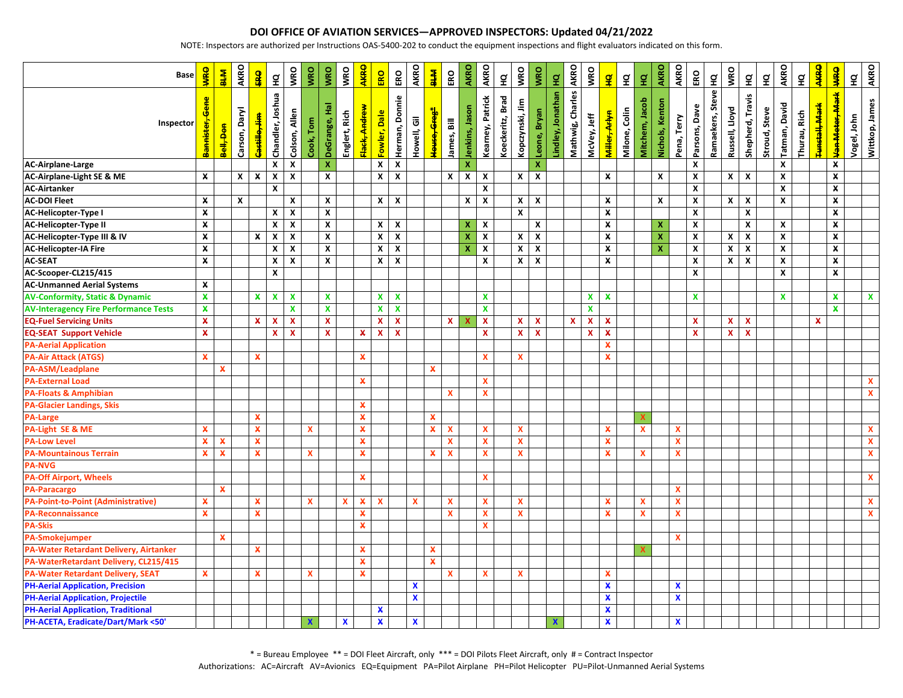# DOI OFFICE OF AVIATION SERVICES—APPROVED INSPECTORS: Updated 04/21/2022

NOTE: Inspectors are authorized per Instructions OAS-5400-202 to conduct the equipment inspections and flight evaluators indicated on this form.

| Base | ~~WRO~~ | ~~BLM~~ | AKRO | ~~ERO~~ | HQ | WRO | WRO | WRO | WRO | ~~AKRO~~ | ERO | ERO | AKRO | ~~BLM~~ | ERO | AKRO | AKRO | HQ | WRO | WRO | HQ | AKRO | WRO | ~~HQ~~ | HQ | HQ | AKRO | AKRO | ERO | HQ | WRO | HQ | HQ | AKRO | HQ | ~~AKRO~~ | ~~WRO~~ | HQ | AKRO |
|---|---|---|---|---|---|---|---|---|---|---|---|---|---|---|---|---|---|---|---|---|---|---|---|---|---|---|---|---|---|---|---|---|---|---|---|---|---|---|---|
| **Inspector** | ~~Bannister, Gene~~ | ~~Bell, Don~~ | Carson, Daryl | ~~Castillo, Jim~~ | Chandler, Joshua | Colson, Allen | Cook, Tom | DeGrange, Hal | Englert, Rich | ~~Flack, Andrew~~ | Fowler, Dale | Herman, Donnie | Howell, Gil | ~~House, Greg*~~ | James, Bill | Jenkins, Jason | Kearney, Patrick | Koeckeritz, Brad | Kopczynski, Jim | Leone, Bryan | Lindley, Jonathan | Mathwig, Charles | McVey, Jeff | ~~Miller, Arlyn~~ | Milone, Colin | Mitchem, Jacob | Nichols, Kenton | Pena, Terry | Parsons, Dave | Ramaekers, Steve | Russell, Lloyd | Shepherd, Travis | Stroud, Steve | Tatman, David | Thurau, Rich | ~~Tunstall, Mark~~ | ~~Van Meter, Mark~~ | Vogel, John | Wittkop, James |
| **AC-Airplane-Large** | | | | | X | X | | X | | | X | X | | | | X | | | | X | | | | | | | | | X | | | | | X | | | X | | |
| **AC-Airplane-Light SE & ME** | X | | X | X | X | X | | X | | | X | X | | | X | X | X | | X | X | | | | X | | | X | | X | | X | X | | X | | | X | | |
| **AC-Airtanker** | | | | | X | | | | | | | | | | | | X | | | | | | | | | | | | X | | | | | X | | | X | | |
| **AC-DOI Fleet** | X | | X | | | X | | X | | | X | X | | | | X | X | | X | X | | | | X | | | X | | X | | X | X | | X | | | X | | |
| **AC-Helicopter-Type I** | X | | | | X | X | | X | | | | | | | | | | | X | | | | | X | | | | | X | | | X | | | | | X | | |
| **AC-Helicopter-Type II** | X | | | | X | X | | X | | | X | X | | | | X | X | | | X | | | | X | | | X | | X | | | X | | X | | | X | | |
| **AC-Helicopter-Type III & IV** | X | | | X | X | X | | X | | | X | X | | | | X | X | | X | X | | | | X | | | X | | X | | X | X | | X | | | X | | |
| **AC-Helicopter-IA Fire** | X | | | | X | X | | X | | | X | X | | | | X | X | | X | X | | | | X | | | X | | X | | X | X | | X | | | X | | |
| **AC-SEAT** | X | | | | X | X | | X | | | X | X | | | | | X | | X | X | | | | X | | | | | X | | X | X | | X | | | X | | |
| **AC-Scooper-CL215/415** | | | | | X | | | | | | | | | | | | | | | | | | | | | | | | X | | | | | X | | | X | | |
| **AC-Unmanned Aerial Systems** | X | | | | | | | | | | | | | | | | | | | | | | | | | | | | | | | | | | | | | | |
| **AV-Conformity, Static & Dynamic** | X | | | X | X | X | | X | | | X | X | | | | | X | | | | | | X | X | | | | | X | | | | | X | | | X | | X |
| **AV-Interagency Fire Performance Tests** | X | | | | | X | | X | | | X | X | | | | | X | | | | | | | | | | | | | | | | | | | | X | | |
| **EQ-Fuel Servicing Units** | X | | | X | X | X | | X | | | X | X | | | X | X | X | | X | X | | X | X | X | | | | | X | | X | X | | | | X | | | |
| **EQ-SEAT Support Vehicle** | X | | | | X | X | | X | | X | X | X | | | | | X | | X | X | | | X | X | | | | | X | | X | X | | | | | | | |
| **PA-Aerial Application** | | | | | | | | | | | | | | | | | | | | | | | | X | | | | | | | | | | | | | | | |
| **PA-Air Attack (ATGS)** | X | | | X | | | | | | X | | | | | | | X | | X | | | | | X | | | | | | | | | | | | | | | |
| **PA-ASM/Leadplane** | | X | | | | | | | | | | | | X | | | | | | | | | | | | | | | | | | | | | | | | | |
| **PA-External Load** | | | | | | | | | | X | | | | | | | X | | | | | | | | | | | | | | | | | | | | | | X |
| **PA-Floats & Amphibian** | | | | | | | | | | | | | | | X | | X | | | | | | | | | | | | | | | | | | | | | | X |
| **PA-Glacier Landings, Skis** | | | | | | | | | | X | | | | | | | | | | | | | | | | | | | | | | | | | | | | | |
| **PA-Large** | | | | X | | | | | | X | | | | X | | | | | | | | | | | | X | | | | | | | | | | | | | |
| **PA-Light SE & ME** | X | | | X | | | X | | | X | | | | X | X | | X | | X | | | | | X | | X | | X | | | | | | | | | | | X |
| **PA-Low Level** | X | X | | X | | | | | | X | | | | | X | | X | | X | | | | | X | | | | X | | | | | | | | | | | X |
| **PA-Mountainous Terrain** | X | X | | X | | | X | | | X | | | | X | X | | X | | X | | | | | X | | X | | X | | | | | | | | | | | X |
| **PA-NVG** | | | | | | | | | | | | | | | | | | | | | | | | | | | | | | | | | | | | | | | |
| **PA-Off Airport, Wheels** | | | | | | | | | | X | | | | | | | X | | | | | | | | | | | | | | | | | | | | | | X |
| **PA-Paracargo** | | X | | | | | | | | | | | | | | | | | | | | | | | | | | X | | | | | | | | | | | |
| **PA-Point-to-Point (Administrative)** | X | | | X | | | X | | X | X | X | | X | | X | | X | | X | | | | | X | | X | | X | | | | | | | | | | | X |
| **PA-Reconnaissance** | X | | | X | | | | | | X | | | | | X | | X | | X | | | | | X | | X | | X | | | | | | | | | | | X |
| **PA-Skis** | | | | | | | | | | X | | | | | | | X | | | | | | | | | | | | | | | | | | | | | | |
| **PA-Smokejumper** | | X | | | | | | | | | | | | | | | | | | | | | | | | | | X | | | | | | | | | | | |
| **PA-Water Retardant Delivery, Airtanker** | | | | X | | | | | | X | | | | X | | | | | | | | | | | | X | | | | | | | | | | | | | |
| **PA-WaterRetardant Delivery, CL215/415** | | | | | | | | | | X | | | | X | | | | | | | | | | | | | | | | | | | | | | | | | |
| **PA-Water Retardant Delivery, SEAT** | X | | | X | | | X | | | X | | | | | X | | X | | X | | | | | X | | | | | | | | | | | | | | | |
| **PH-Aerial Application, Precision** | | | | | | | | | | | | | X | | | | | | | | | | | X | | | | X | | | | | | | | | | | |
| **PH-Aerial Application, Projectile** | | | | | | | | | | | | | X | | | | | | | | | | | X | | | | X | | | | | | | | | | | |
| **PH-Aerial Application, Traditional** | | | | | | | | | | | X | | | | | | | | | | | | | X | | | | | | | | | | | | | | | |
| **PH-ACETA, Eradicate/Dart/Mark <50'** | | | | | | | X | | X | | X | | X | | | | | | | | X | | | X | | | | X | | | | | | | | | | | |

* = Bureau Employee ** = DOI Fleet Aircraft, only *** = DOI Pilots Fleet Aircraft, only # = Contract Inspector

Authorizations: AC=Aircraft AV=Avionics EQ=Equipment PA=Pilot Airplane PH=Pilot Helicopter PU=Pilot-Unmanned Aerial Systems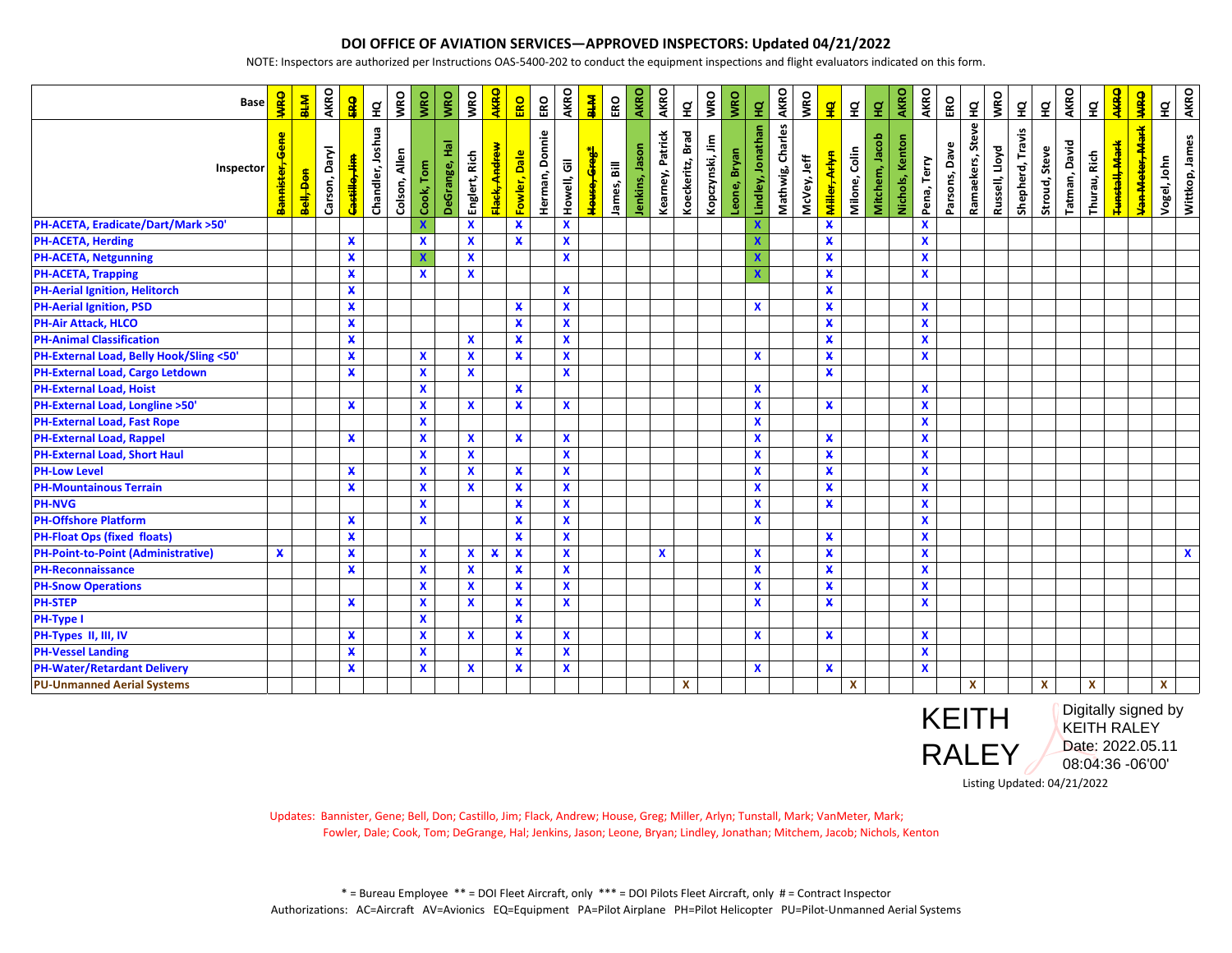## DOI OFFICE OF AVIATION SERVICES—APPROVED INSPECTORS: Updated 04/21/2022

NOTE: Inspectors are authorized per Instructions OAS-5400-202 to conduct the equipment inspections and flight evaluators indicated on this form.

| Base | ~~WRO~~ | ~~BLM~~ | AKRO | ~~ERO~~ | HQ | WRO | WRO | WRO | WRO | ~~AKRO~~ | ERO | ERO | AKRO | ~~BLM~~ | ERO | AKRO | AKRO | HQ | HQ | WRO | HQ | AKRO | WRO | ~~HQ~~ | HQ | HQ | AKRO | AKRO | ERO | HQ | WRO | HQ | HQ | AKRO | HQ | ~~AKRO~~ | ~~WRO~~ | HQ | AKRO |
|---|---|---|---|---|---|---|---|---|---|---|---|---|---|---|---|---|---|---|---|---|---|---|---|---|---|---|---|---|---|---|---|---|---|---|---|---|---|---|---|
| **Inspector** | ~~Bannister, Gene~~ | ~~Bell, Don~~ | Carson, Daryl | ~~Castillo, Jim~~ | Chandler, Joshua | Colson, Allen | Cook, Tom | DeGrange, Hal | Englert, Rich | ~~Flack, Andrew~~ | Fowler, Dale | Herman, Donnie | Howell, Gil | ~~House, Greg*~~ | James, Bill | Jenkins, Jason | Kearney, Patrick | Koeckeritz, Brad | Kopczynski, Jim | Leone, Bryan | Lindley, Jonathan | Mathwig, Charles | McVey, Jeff | ~~Miller, Arlyn~~ | Milone, Colin | Mitchem, Jacob | Nichols, Kenton | Pena, Terry | Parsons, Dave | Ramaekers, Steve | Russell, Lloyd | Shepherd, Travis | Stroud, Steve | Tatman, David | Thurau, Rich | ~~Tunstall, Mark~~ | ~~Van Meter, Mark~~ | Vogel, John | Wittkop, James |
| PH-ACETA, Eradicate/Dart/Mark >50' | | | | | | | X | | X | | X | | X | | | | | | | | X | | | X | | | | X | | | | | | | | | | | |
| PH-ACETA, Herding | | | | X | | | X | | X | | X | | X | | | | | | | | X | | | X | | | | X | | | | | | | | | | | |
| PH-ACETA, Netgunning | | | | X | | | X | | X | | | | X | | | | | | | | X | | | X | | | | X | | | | | | | | | | | |
| PH-ACETA, Trapping | | | | X | | | X | | X | | | | | | | | | | | | X | | | X | | | | X | | | | | | | | | | | |
| PH-Aerial Ignition, Helitorch | | | | X | | | | | | | | | X | | | | | | | | | | | X | | | | | | | | | | | | | | | |
| PH-Aerial Ignition, PSD | | | | X | | | | | | | X | | X | | | | | | | | X | | | X | | | | X | | | | | | | | | | | |
| PH-Air Attack, HLCO | | | | X | | | | | | | X | | X | | | | | | | | | | | X | | | | X | | | | | | | | | | | |
| PH-Animal Classification | | | | X | | | | | X | | X | | X | | | | | | | | | | | X | | | | X | | | | | | | | | | | |
| PH-External Load, Belly Hook/Sling <50' | | | | X | | | X | | X | | X | | X | | | | | | | | X | | | X | | | | X | | | | | | | | | | | |
| PH-External Load, Cargo Letdown | | | | X | | | X | | X | | | | X | | | | | | | | | | | X | | | | | | | | | | | | | | | |
| PH-External Load, Hoist | | | | | | | X | | | | X | | | | | | | | | | X | | | | | | | X | | | | | | | | | | | |
| PH-External Load, Longline >50' | | | | X | | | X | | X | | X | | X | | | | | | | | X | | | X | | | | X | | | | | | | | | | | |
| PH-External Load, Fast Rope | | | | | | | X | | | | | | | | | | | | | | X | | | | | | | X | | | | | | | | | | | |
| PH-External Load, Rappel | | | | X | | | X | | X | | X | | X | | | | | | | | X | | | X | | | | X | | | | | | | | | | | |
| PH-External Load, Short Haul | | | | | | | X | | X | | | | X | | | | | | | | X | | | X | | | | X | | | | | | | | | | | |
| PH-Low Level | | | | X | | | X | | X | | X | | X | | | | | | | | X | | | X | | | | X | | | | | | | | | | | |
| PH-Mountainous Terrain | | | | X | | | X | | X | | X | | X | | | | | | | | X | | | X | | | | X | | | | | | | | | | | |
| PH-NVG | | | | | | | X | | | | X | | X | | | | | | | | X | | | X | | | | X | | | | | | | | | | | |
| PH-Offshore Platform | | | | X | | | X | | | | X | | X | | | | | | | | X | | | | | | | X | | | | | | | | | | | |
| PH-Float Ops (fixed floats) | | | | X | | | | | | | X | | X | | | | | | | | | | | X | | | | X | | | | | | | | | | | |
| PH-Point-to-Point (Administrative) | X | | | X | | | X | | X | X | X | | X | | | | X | | | | X | | | X | | | | X | | | | | | | | | | | X |
| PH-Reconnaissance | | | | X | | | X | | X | | X | | X | | | | | | | | X | | | X | | | | X | | | | | | | | | | | |
| PH-Snow Operations | | | | | | | X | | X | | X | | X | | | | | | | | X | | | X | | | | X | | | | | | | | | | | |
| PH-STEP | | | | X | | | X | | X | | X | | X | | | | | | | | X | | | X | | | | X | | | | | | | | | | | |
| PH-Type I | | | | | | | X | | | | X | | | | | | | | | | | | | | | | | | | | | | | | | | | | |
| PH-Types II, III, IV | | | | X | | | X | | X | | X | | X | | | | | | | | X | | | X | | | | X | | | | | | | | | | | |
| PH-Vessel Landing | | | | X | | | X | | | | X | | X | | | | | | | | | | | | | | | X | | | | | | | | | | | |
| PH-Water/Retardant Delivery | | | | X | | | X | | X | | X | | X | | | | | | | | X | | | X | | | | X | | | | | | | | | | | |
| PU-Unmanned Aerial Systems | | | | | | | | | | | | | | | | | | X | | | | | | | X | | | | | X | | | X | | X | | | X | |

KEITH RALEY Digitally signed by KEITH RALEY Date: 2022.05.11 08:04:36 -06'00'

Listing Updated: 04/21/2022

Updates: Bannister, Gene; Bell, Don; Castillo, Jim; Flack, Andrew; House, Greg; Miller, Arlyn; Tunstall, Mark; VanMeter, Mark; Fowler, Dale; Cook, Tom; DeGrange, Hal; Jenkins, Jason; Leone, Bryan; Lindley, Jonathan; Mitchem, Jacob; Nichols, Kenton

\* = Bureau Employee \*\* = DOI Fleet Aircraft, only \*\*\* = DOI Pilots Fleet Aircraft, only # = Contract Inspector

Authorizations: AC=Aircraft AV=Avionics EQ=Equipment PA=Pilot Airplane PH=Pilot Helicopter PU=Pilot-Unmanned Aerial Systems